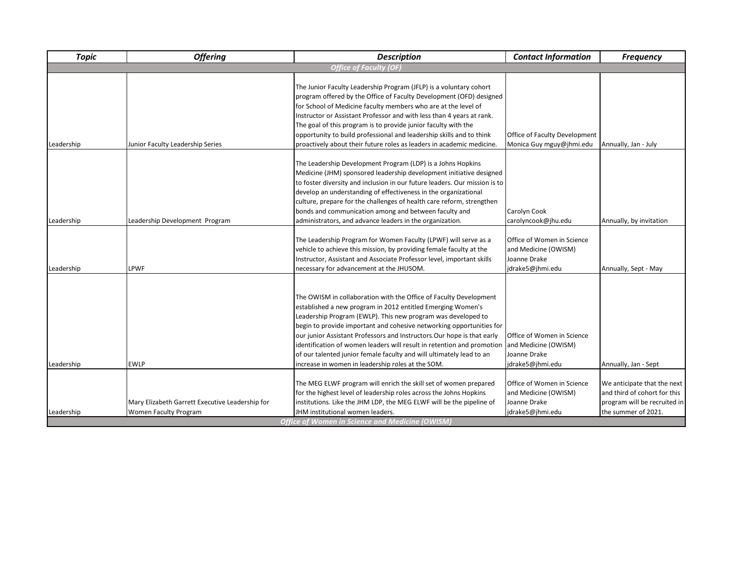| *Topic* | *Offering* | *Description* | *Contact Information* | *Frequency* |
|---|---|---|---|---|
| | | *Office of Faculty (OF)* | | |
| Leadership | Junior Faculty Leadership Series | The Junior Faculty Leadership Program (JFLP) is a voluntary cohort program offered by the Office of Faculty Development (OFD) designed for School of Medicine faculty members who are at the level of Instructor or Assistant Professor and with less than 4 years at rank. The goal of this program is to provide junior faculty with the opportunity to build professional and leadership skills and to think proactively about their future roles as leaders in academic medicine. | Office of Faculty Development Monica Guy mguy@jhmi.edu | Annually, Jan - July |
| Leadership | Leadership Development Program | The Leadership Development Program (LDP) is a Johns Hopkins Medicine (JHM) sponsored leadership development initiative designed to foster diversity and inclusion in our future leaders. Our mission is to develop an understanding of effectiveness in the organizational culture, prepare for the challenges of health care reform, strengthen bonds and communication among and between faculty and administrators, and advance leaders in the organization. | Carolyn Cook carolyncook@jhu.edu | Annually, by invitation |
| Leadership | LPWF | The Leadership Program for Women Faculty (LPWF) will serve as a vehicle to achieve this mission, by providing female faculty at the Instructor, Assistant and Associate Professor level, important skills necessary for advancement at the JHUSOM. | Office of Women in Science and Medicine (OWISM) Joanne Drake jdrake5@jhmi.edu | Annually, Sept - May |
| Leadership | EWLP | The OWISM in collaboration with the Office of Faculty Development established a new program in 2012 entitled Emerging Women's Leadership Program (EWLP). This new program was developed to begin to provide important and cohesive networking opportunities for our junior Assistant Professors and Instructors.Our hope is that early identification of women leaders will result in retention and promotion of our talented junior female faculty and will ultimately lead to an increase in women in leadership roles at the SOM. | Office of Women in Science and Medicine (OWISM) Joanne Drake jdrake5@jhmi.edu | Annually, Jan - Sept |
| Leadership | Mary Elizabeth Garrett Executive Leadership for Women Faculty Program | The MEG ELWF program will enrich the skill set of women prepared for the highest level of leadership roles across the Johns Hopkins institutions. Like the JHM LDP, the MEG ELWF will be the pipeline of JHM institutional women leaders. | Office of Women in Science and Medicine (OWISM) Joanne Drake jdrake5@jhmi.edu | We anticipate that the next and third of cohort for this program will be recruited in the summer of 2021. |
| | | *Office of Women in Science and Medicine (OWISM)* | | |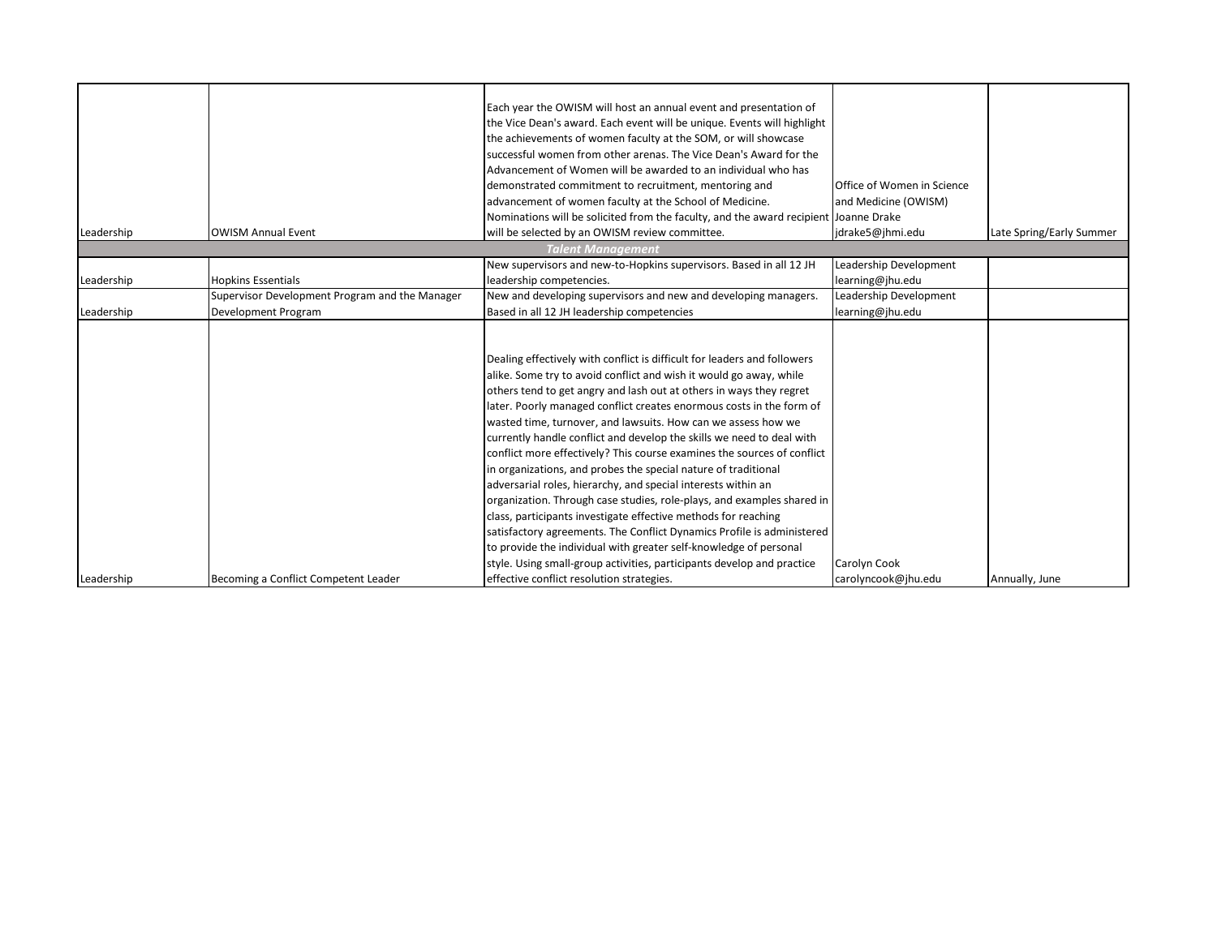| | | | | |
|---|---|---|---|---|
| Leadership | OWISM Annual Event | Each year the OWISM will host an annual event and presentation of the Vice Dean's award. Each event will be unique. Events will highlight the achievements of women faculty at the SOM, or will showcase successful women from other arenas. The Vice Dean's Award for the Advancement of Women will be awarded to an individual who has demonstrated commitment to recruitment, mentoring and advancement of women faculty at the School of Medicine. Nominations will be solicited from the faculty, and the award recipient will be selected by an OWISM review committee. | Office of Women in Science and Medicine (OWISM) Joanne Drake jdrake5@jhmi.edu | Late Spring/Early Summer |
| | | ***Talent Management*** | | |
| Leadership | Hopkins Essentials | New supervisors and new-to-Hopkins supervisors. Based in all 12 JH leadership competencies. | Leadership Development learning@jhu.edu | |
| Leadership | Supervisor Development Program and the Manager Development Program | New and developing supervisors and new and developing managers. Based in all 12 JH leadership competencies | Leadership Development learning@jhu.edu | |
| Leadership | Becoming a Conflict Competent Leader | Dealing effectively with conflict is difficult for leaders and followers alike. Some try to avoid conflict and wish it would go away, while others tend to get angry and lash out at others in ways they regret later. Poorly managed conflict creates enormous costs in the form of wasted time, turnover, and lawsuits. How can we assess how we currently handle conflict and develop the skills we need to deal with conflict more effectively? This course examines the sources of conflict in organizations, and probes the special nature of traditional adversarial roles, hierarchy, and special interests within an organization. Through case studies, role-plays, and examples shared in class, participants investigate effective methods for reaching satisfactory agreements. The Conflict Dynamics Profile is administered to provide the individual with greater self-knowledge of personal style. Using small-group activities, participants develop and practice effective conflict resolution strategies. | Carolyn Cook carolyncook@jhu.edu | Annually, June |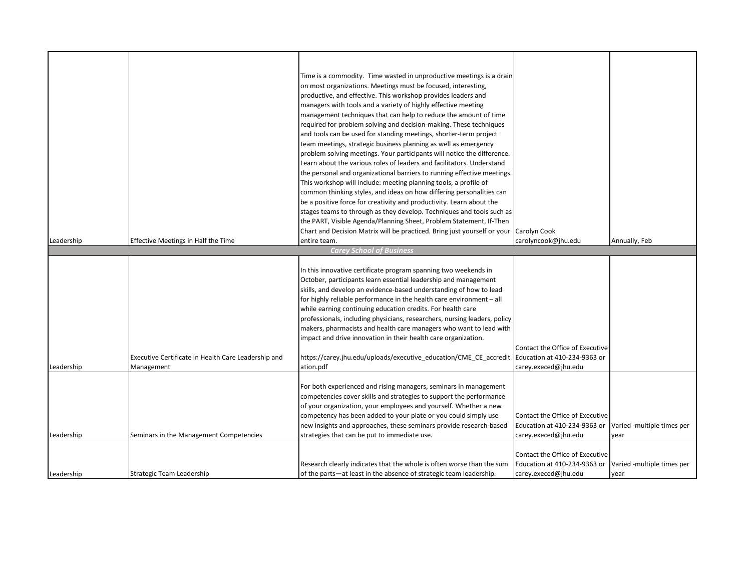| | | | | |
|---|---|---|---|---|
| Leadership | Effective Meetings in Half the Time | Time is a commodity. Time wasted in unproductive meetings is a drain on most organizations. Meetings must be focused, interesting, productive, and effective. This workshop provides leaders and managers with tools and a variety of highly effective meeting management techniques that can help to reduce the amount of time required for problem solving and decision-making. These techniques and tools can be used for standing meetings, shorter-term project team meetings, strategic business planning as well as emergency problem solving meetings. Your participants will notice the difference. Learn about the various roles of leaders and facilitators. Understand the personal and organizational barriers to running effective meetings. This workshop will include: meeting planning tools, a profile of common thinking styles, and ideas on how differing personalities can be a positive force for creativity and productivity. Learn about the stages teams to through as they develop. Techniques and tools such as the PART, Visible Agenda/Planning Sheet, Problem Statement, If-Then Chart and Decision Matrix will be practiced. Bring just yourself or your entire team. | Carolyn Cook carolyncook@jhu.edu | Annually, Feb |
| | | ***Carey School of Business*** | | |
| Leadership | Executive Certificate in Health Care Leadership and Management | In this innovative certificate program spanning two weekends in October, participants learn essential leadership and management skills, and develop an evidence-based understanding of how to lead for highly reliable performance in the health care environment – all while earning continuing education credits. For health care professionals, including physicians, researchers, nursing leaders, policy makers, pharmacists and health care managers who want to lead with impact and drive innovation in their health care organization. https://carey.jhu.edu/uploads/executive_education/CME_CE_accreditation.pdf | Contact the Office of Executive Education at 410-234-9363 or carey.execed@jhu.edu | |
| Leadership | Seminars in the Management Competencies | For both experienced and rising managers, seminars in management competencies cover skills and strategies to support the performance of your organization, your employees and yourself. Whether a new competency has been added to your plate or you could simply use new insights and approaches, these seminars provide research-based strategies that can be put to immediate use. | Contact the Office of Executive Education at 410-234-9363 or carey.execed@jhu.edu | Varied -multiple times per year |
| Leadership | Strategic Team Leadership | Research clearly indicates that the whole is often worse than the sum of the parts—at least in the absence of strategic team leadership. | Contact the Office of Executive Education at 410-234-9363 or carey.execed@jhu.edu | Varied -multiple times per year |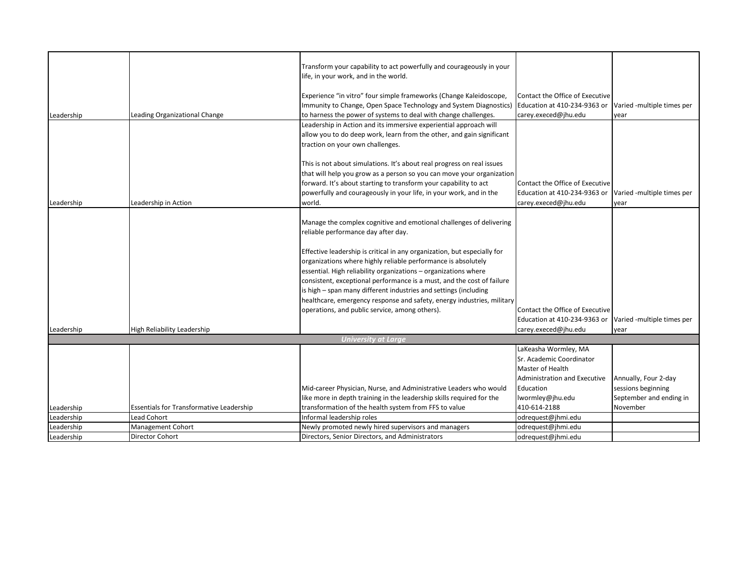| | | | | |
|---|---|---|---|---|
| Leadership | Leading Organizational Change | Transform your capability to act powerfully and courageously in your life, in your work, and in the world.<br><br>Experience "in vitro" four simple frameworks (Change Kaleidoscope, Immunity to Change, Open Space Technology and System Diagnostics) to harness the power of systems to deal with change challenges. | Contact the Office of Executive Education at 410-234-9363 or carey.execed@jhu.edu | Varied -multiple times per year |
| Leadership | Leadership in Action | Leadership in Action and its immersive experiential approach will allow you to do deep work, learn from the other, and gain significant traction on your own challenges.<br><br>This is not about simulations. It's about real progress on real issues that will help you grow as a person so you can move your organization forward. It's about starting to transform your capability to act powerfully and courageously in your life, in your work, and in the world. | Contact the Office of Executive Education at 410-234-9363 or carey.execed@jhu.edu | Varied -multiple times per year |
| Leadership | High Reliability Leadership | Manage the complex cognitive and emotional challenges of delivering reliable performance day after day.<br><br>Effective leadership is critical in any organization, but especially for organizations where highly reliable performance is absolutely essential. High reliability organizations – organizations where consistent, exceptional performance is a must, and the cost of failure is high – span many different industries and settings (including healthcare, emergency response and safety, energy industries, military operations, and public service, among others). | Contact the Office of Executive Education at 410-234-9363 or carey.execed@jhu.edu | Varied -multiple times per year |
| ***University at Large*** | | | | |
| Leadership | Essentials for Transformative Leadership | Mid-career Physician, Nurse, and Administrative Leaders who would like more in depth training in the leadership skills required for the transformation of the health system from FFS to value | LaKeasha Wormley, MA<br>Sr. Academic Coordinator<br>Master of Health Administration and Executive Education<br>lwormley@jhu.edu<br>410-614-2188 | Annually, Four 2-day sessions beginning September and ending in November |
| Leadership | Lead Cohort | Informal leadership roles | odrequest@jhmi.edu | |
| Leadership | Management Cohort | Newly promoted newly hired supervisors and managers | odrequest@jhmi.edu | |
| Leadership | Director Cohort | Directors, Senior Directors, and Administrators | odrequest@jhmi.edu | |